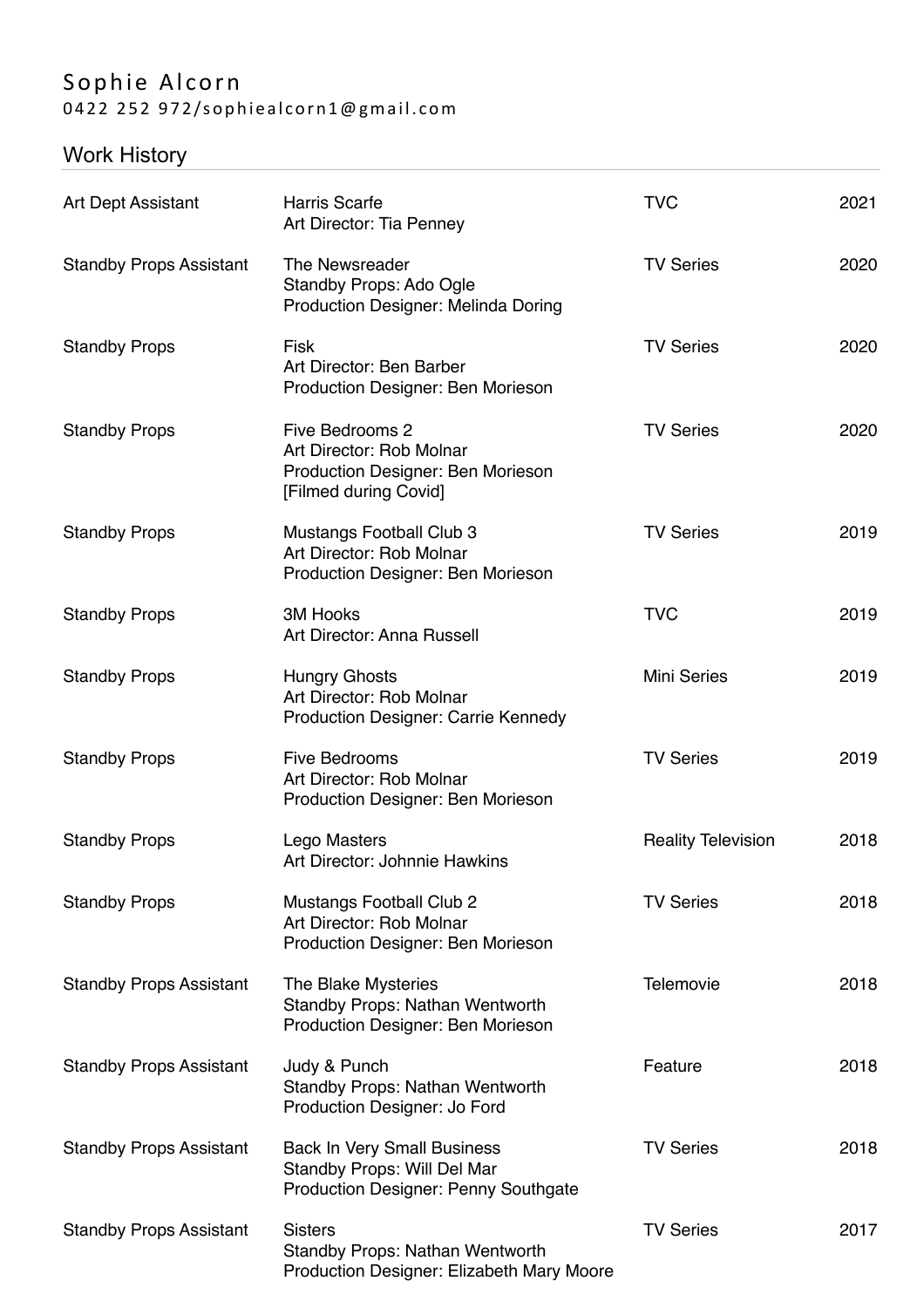# Sophie Alcorn

0422 252 972/sophiealcorn1@gmail.com

## Work History

| Role | Production | Type | Year |
|---|---|---|---|
| Art Dept Assistant | Harris Scarfe<br>Art Director: Tia Penney | TVC | 2021 |
| Standby Props Assistant | The Newsreader<br>Standby Props: Ado Ogle<br>Production Designer: Melinda Doring | TV Series | 2020 |
| Standby Props | Fisk<br>Art Director: Ben Barber<br>Production Designer: Ben Morieson | TV Series | 2020 |
| Standby Props | Five Bedrooms 2<br>Art Director: Rob Molnar<br>Production Designer: Ben Morieson<br>[Filmed during Covid] | TV Series | 2020 |
| Standby Props | Mustangs Football Club 3<br>Art Director: Rob Molnar<br>Production Designer: Ben Morieson | TV Series | 2019 |
| Standby Props | 3M Hooks<br>Art Director: Anna Russell | TVC | 2019 |
| Standby Props | Hungry Ghosts<br>Art Director: Rob Molnar<br>Production Designer: Carrie Kennedy | Mini Series | 2019 |
| Standby Props | Five Bedrooms<br>Art Director: Rob Molnar<br>Production Designer: Ben Morieson | TV Series | 2019 |
| Standby Props | Lego Masters<br>Art Director: Johnnie Hawkins | Reality Television | 2018 |
| Standby Props | Mustangs Football Club 2<br>Art Director: Rob Molnar<br>Production Designer: Ben Morieson | TV Series | 2018 |
| Standby Props Assistant | The Blake Mysteries<br>Standby Props: Nathan Wentworth<br>Production Designer: Ben Morieson | Telemovie | 2018 |
| Standby Props Assistant | Judy & Punch<br>Standby Props: Nathan Wentworth<br>Production Designer: Jo Ford | Feature | 2018 |
| Standby Props Assistant | Back In Very Small Business<br>Standby Props: Will Del Mar<br>Production Designer: Penny Southgate | TV Series | 2018 |
| Standby Props Assistant | Sisters<br>Standby Props: Nathan Wentworth<br>Production Designer: Elizabeth Mary Moore | TV Series | 2017 |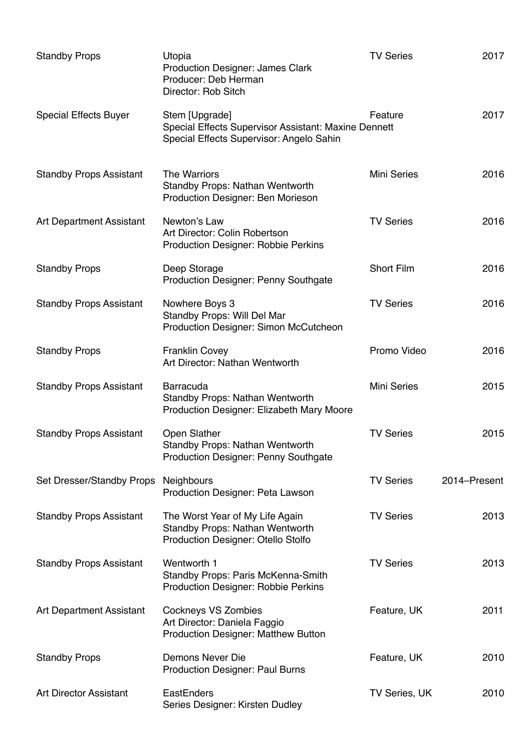| Role | Production | Type | Year |
| --- | --- | --- | --- |
| Standby Props | Utopia<br>Production Designer: James Clark<br>Producer: Deb Herman<br>Director: Rob Sitch | TV Series | 2017 |
| Special Effects Buyer | Stem [Upgrade]<br>Special Effects Supervisor Assistant: Maxine Dennett<br>Special Effects Supervisor: Angelo Sahin | Feature | 2017 |
| Standby Props Assistant | The Warriors<br>Standby Props: Nathan Wentworth<br>Production Designer: Ben Morieson | Mini Series | 2016 |
| Art Department Assistant | Newton's Law<br>Art Director: Colin Robertson<br>Production Designer: Robbie Perkins | TV Series | 2016 |
| Standby Props | Deep Storage<br>Production Designer: Penny Southgate | Short Film | 2016 |
| Standby Props Assistant | Nowhere Boys 3<br>Standby Props: Will Del Mar<br>Production Designer: Simon McCutcheon | TV Series | 2016 |
| Standby Props | Franklin Covey<br>Art Director: Nathan Wentworth | Promo Video | 2016 |
| Standby Props Assistant | Barracuda<br>Standby Props: Nathan Wentworth<br>Production Designer: Elizabeth Mary Moore | Mini Series | 2015 |
| Standby Props Assistant | Open Slather<br>Standby Props: Nathan Wentworth<br>Production Designer: Penny Southgate | TV Series | 2015 |
| Set Dresser/Standby Props | Neighbours<br>Production Designer: Peta Lawson | TV Series | 2014–Present |
| Standby Props Assistant | The Worst Year of My Life Again<br>Standby Props: Nathan Wentworth<br>Production Designer: Otello Stolfo | TV Series | 2013 |
| Standby Props Assistant | Wentworth 1<br>Standby Props: Paris McKenna-Smith<br>Production Designer: Robbie Perkins | TV Series | 2013 |
| Art Department Assistant | Cockneys VS Zombies<br>Art Director: Daniela Faggio<br>Production Designer: Matthew Button | Feature, UK | 2011 |
| Standby Props | Demons Never Die<br>Production Designer: Paul Burns | Feature, UK | 2010 |
| Art Director Assistant | EastEnders<br>Series Designer: Kirsten Dudley | TV Series, UK | 2010 |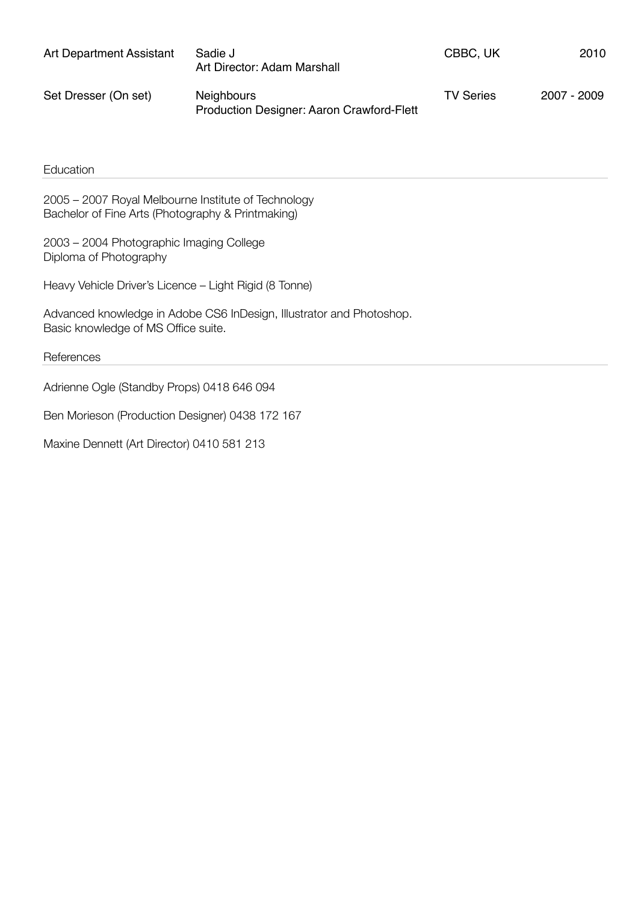| | | | |
|---|---|---|---|
| Art Department Assistant | Sadie J<br>Art Director: Adam Marshall | CBBC, UK | 2010 |
| Set Dresser (On set) | Neighbours<br>Production Designer: Aaron Crawford-Flett | TV Series | 2007 - 2009 |

## Education

2005 – 2007 Royal Melbourne Institute of Technology
Bachelor of Fine Arts (Photography & Printmaking)

2003 – 2004 Photographic Imaging College
Diploma of Photography

Heavy Vehicle Driver's Licence – Light Rigid (8 Tonne)

Advanced knowledge in Adobe CS6 InDesign, Illustrator and Photoshop.
Basic knowledge of MS Office suite.

## References

Adrienne Ogle (Standby Props) 0418 646 094

Ben Morieson (Production Designer) 0438 172 167

Maxine Dennett (Art Director) 0410 581 213